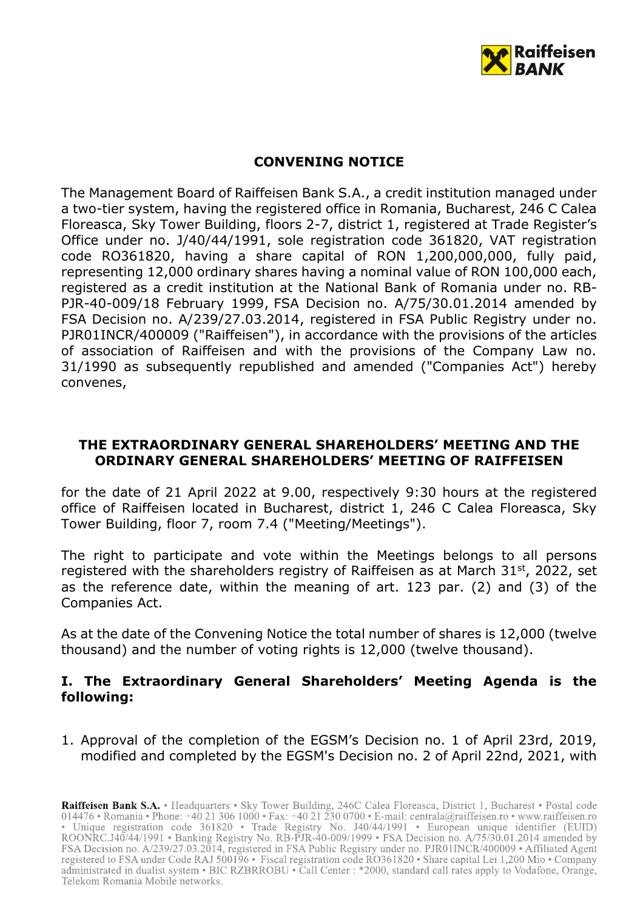## CONVENING NOTICE

The Management Board of Raiffeisen Bank S.A., a credit institution managed under a two-tier system, having the registered office in Romania, Bucharest, 246 C Calea Floreasca, Sky Tower Building, floors 2-7, district 1, registered at Trade Register's Office under no. J/40/44/1991, sole registration code 361820, VAT registration code RO361820, having a share capital of RON 1,200,000,000, fully paid, representing 12,000 ordinary shares having a nominal value of RON 100,000 each, registered as a credit institution at the National Bank of Romania under no. RB-PJR-40-009/18 February 1999, FSA Decision no. A/75/30.01.2014 amended by FSA Decision no. A/239/27.03.2014, registered in FSA Public Registry under no. PJR01INCR/400009 ("Raiffeisen"), in accordance with the provisions of the articles of association of Raiffeisen and with the provisions of the Company Law no. 31/1990 as subsequently republished and amended ("Companies Act") hereby convenes,

### THE EXTRAORDINARY GENERAL SHAREHOLDERS' MEETING AND THE ORDINARY GENERAL SHAREHOLDERS' MEETING OF RAIFFEISEN

for the date of 21 April 2022 at 9.00, respectively 9:30 hours at the registered office of Raiffeisen located in Bucharest, district 1, 246 C Calea Floreasca, Sky Tower Building, floor 7, room 7.4 ("Meeting/Meetings").

The right to participate and vote within the Meetings belongs to all persons registered with the shareholders registry of Raiffeisen as at March 31st, 2022, set as the reference date, within the meaning of art. 123 par. (2) and (3) of the Companies Act.

As at the date of the Convening Notice the total number of shares is 12,000 (twelve thousand) and the number of voting rights is 12,000 (twelve thousand).

### I. The Extraordinary General Shareholders' Meeting Agenda is the following:

1. Approval of the completion of the EGSM's Decision no. 1 of April 23rd, 2019, modified and completed by the EGSM's Decision no. 2 of April 22nd, 2021, with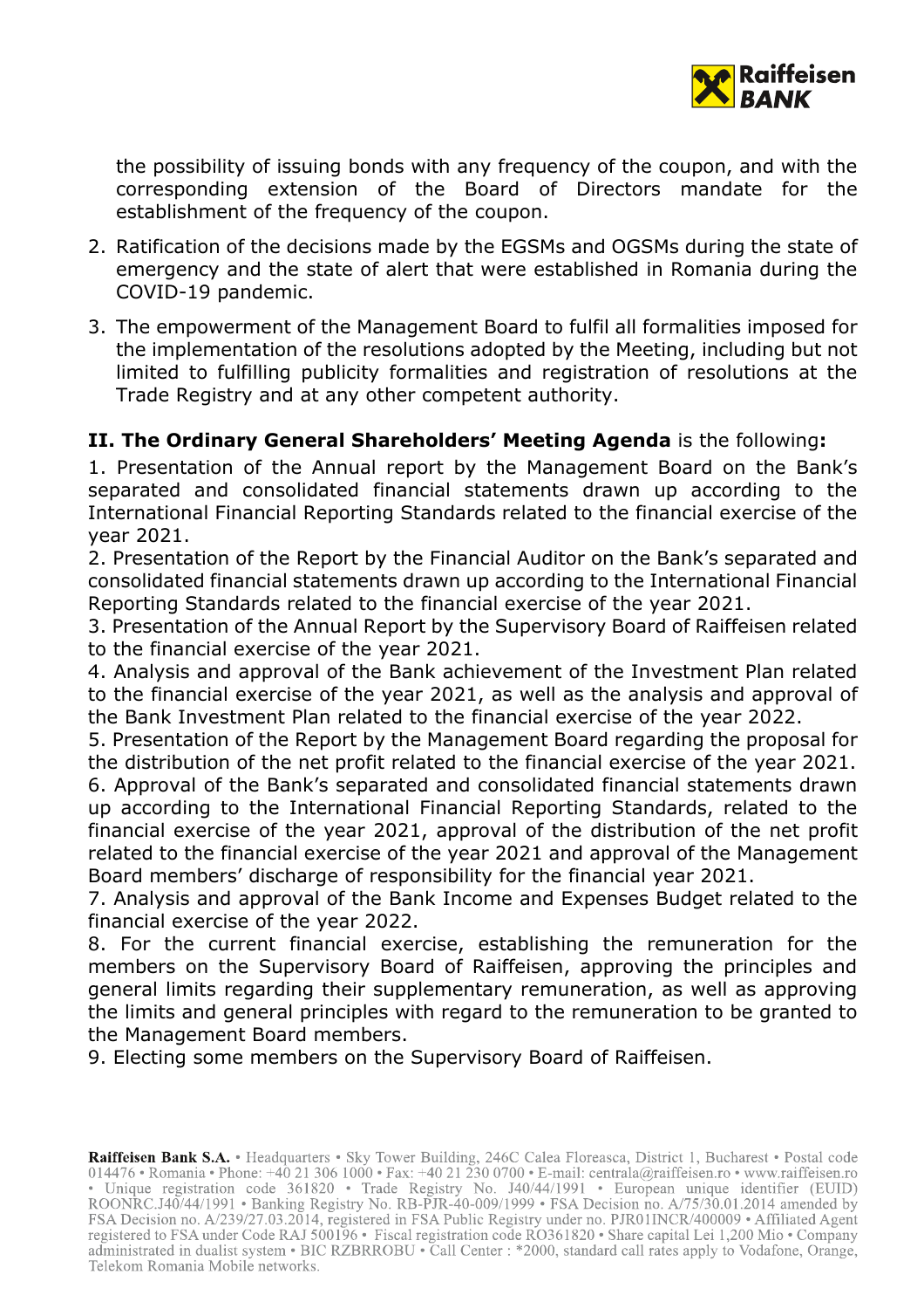the possibility of issuing bonds with any frequency of the coupon, and with the corresponding extension of the Board of Directors mandate for the establishment of the frequency of the coupon.

2. Ratification of the decisions made by the EGSMs and OGSMs during the state of emergency and the state of alert that were established in Romania during the COVID-19 pandemic.

3. The empowerment of the Management Board to fulfil all formalities imposed for the implementation of the resolutions adopted by the Meeting, including but not limited to fulfilling publicity formalities and registration of resolutions at the Trade Registry and at any other competent authority.

**II. The Ordinary General Shareholders' Meeting Agenda** is the following**:**

1. Presentation of the Annual report by the Management Board on the Bank's separated and consolidated financial statements drawn up according to the International Financial Reporting Standards related to the financial exercise of the year 2021.
2. Presentation of the Report by the Financial Auditor on the Bank's separated and consolidated financial statements drawn up according to the International Financial Reporting Standards related to the financial exercise of the year 2021.
3. Presentation of the Annual Report by the Supervisory Board of Raiffeisen related to the financial exercise of the year 2021.
4. Analysis and approval of the Bank achievement of the Investment Plan related to the financial exercise of the year 2021, as well as the analysis and approval of the Bank Investment Plan related to the financial exercise of the year 2022.
5. Presentation of the Report by the Management Board regarding the proposal for the distribution of the net profit related to the financial exercise of the year 2021.
6. Approval of the Bank's separated and consolidated financial statements drawn up according to the International Financial Reporting Standards, related to the financial exercise of the year 2021, approval of the distribution of the net profit related to the financial exercise of the year 2021 and approval of the Management Board members' discharge of responsibility for the financial year 2021.
7. Analysis and approval of the Bank Income and Expenses Budget related to the financial exercise of the year 2022.
8. For the current financial exercise, establishing the remuneration for the members on the Supervisory Board of Raiffeisen, approving the principles and general limits regarding their supplementary remuneration, as well as approving the limits and general principles with regard to the remuneration to be granted to the Management Board members.
9. Electing some members on the Supervisory Board of Raiffeisen.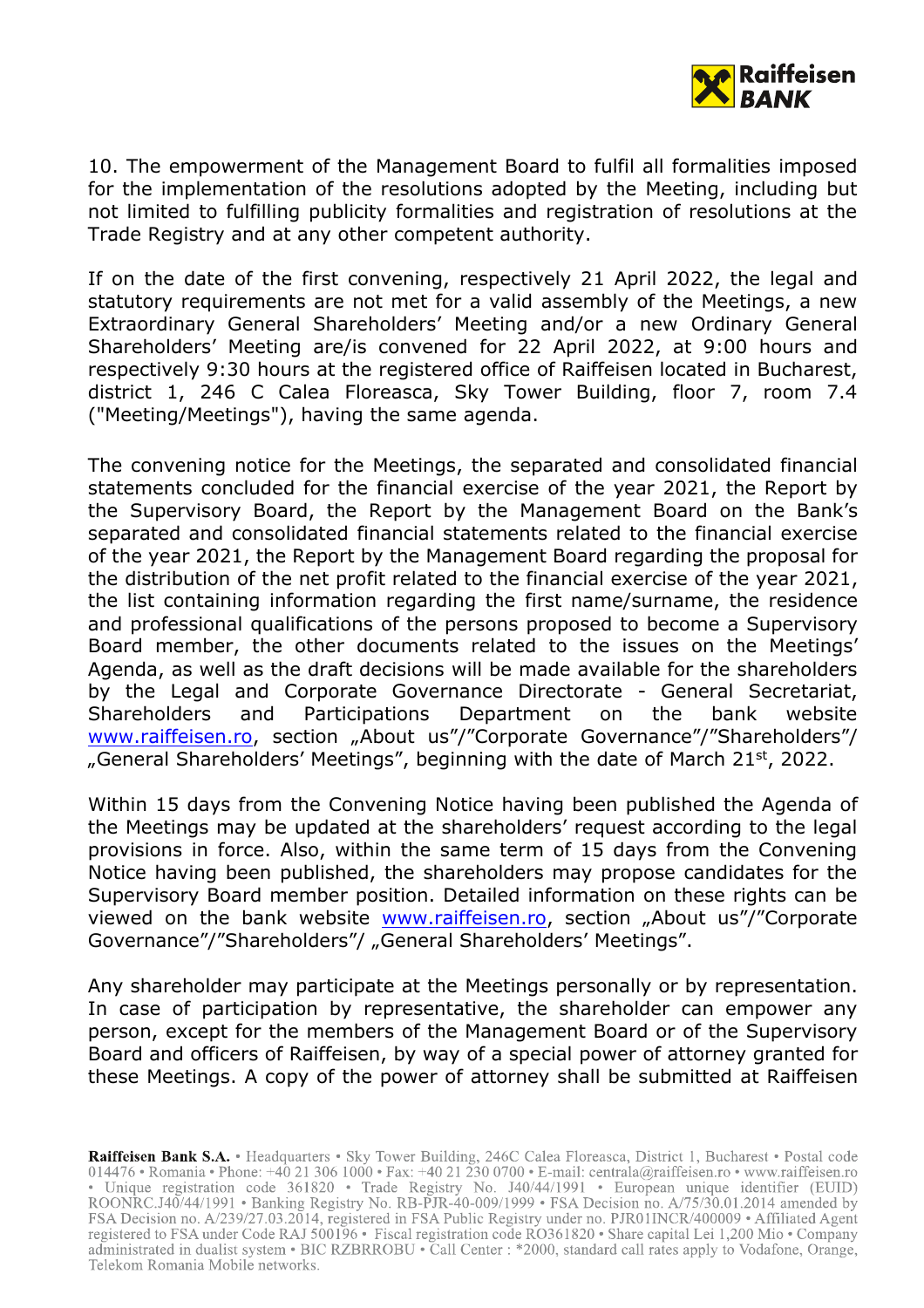10. The empowerment of the Management Board to fulfil all formalities imposed for the implementation of the resolutions adopted by the Meeting, including but not limited to fulfilling publicity formalities and registration of resolutions at the Trade Registry and at any other competent authority.

If on the date of the first convening, respectively 21 April 2022, the legal and statutory requirements are not met for a valid assembly of the Meetings, a new Extraordinary General Shareholders' Meeting and/or a new Ordinary General Shareholders' Meeting are/is convened for 22 April 2022, at 9:00 hours and respectively 9:30 hours at the registered office of Raiffeisen located in Bucharest, district 1, 246 C Calea Floreasca, Sky Tower Building, floor 7, room 7.4 ("Meeting/Meetings"), having the same agenda.

The convening notice for the Meetings, the separated and consolidated financial statements concluded for the financial exercise of the year 2021, the Report by the Supervisory Board, the Report by the Management Board on the Bank's separated and consolidated financial statements related to the financial exercise of the year 2021, the Report by the Management Board regarding the proposal for the distribution of the net profit related to the financial exercise of the year 2021, the list containing information regarding the first name/surname, the residence and professional qualifications of the persons proposed to become a Supervisory Board member, the other documents related to the issues on the Meetings' Agenda, as well as the draft decisions will be made available for the shareholders by the Legal and Corporate Governance Directorate - General Secretariat, Shareholders and Participations Department on the bank website www.raiffeisen.ro, section „About us"/"Corporate Governance"/"Shareholders"/ „General Shareholders' Meetings", beginning with the date of March 21st, 2022.

Within 15 days from the Convening Notice having been published the Agenda of the Meetings may be updated at the shareholders' request according to the legal provisions in force. Also, within the same term of 15 days from the Convening Notice having been published, the shareholders may propose candidates for the Supervisory Board member position. Detailed information on these rights can be viewed on the bank website www.raiffeisen.ro, section „About us"/"Corporate Governance"/"Shareholders"/ „General Shareholders' Meetings".

Any shareholder may participate at the Meetings personally or by representation. In case of participation by representative, the shareholder can empower any person, except for the members of the Management Board or of the Supervisory Board and officers of Raiffeisen, by way of a special power of attorney granted for these Meetings. A copy of the power of attorney shall be submitted at Raiffeisen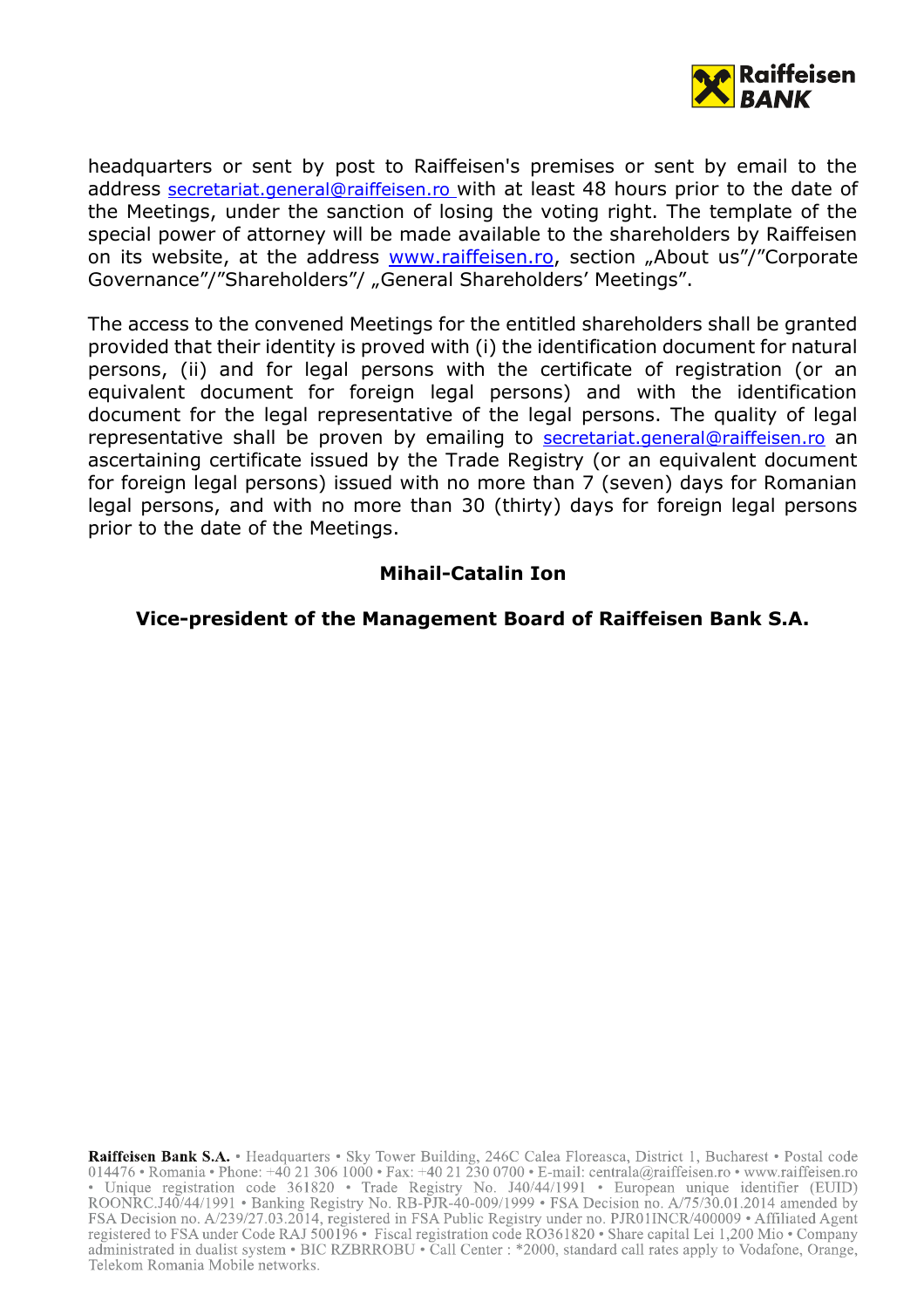headquarters or sent by post to Raiffeisen's premises or sent by email to the address secretariat.general@raiffeisen.ro with at least 48 hours prior to the date of the Meetings, under the sanction of losing the voting right. The template of the special power of attorney will be made available to the shareholders by Raiffeisen on its website, at the address www.raiffeisen.ro, section „About us"/"Corporate Governance"/"Shareholders"/ „General Shareholders' Meetings".

The access to the convened Meetings for the entitled shareholders shall be granted provided that their identity is proved with (i) the identification document for natural persons, (ii) and for legal persons with the certificate of registration (or an equivalent document for foreign legal persons) and with the identification document for the legal representative of the legal persons. The quality of legal representative shall be proven by emailing to secretariat.general@raiffeisen.ro an ascertaining certificate issued by the Trade Registry (or an equivalent document for foreign legal persons) issued with no more than 7 (seven) days for Romanian legal persons, and with no more than 30 (thirty) days for foreign legal persons prior to the date of the Meetings.

**Mihail-Catalin Ion**

**Vice-president of the Management Board of Raiffeisen Bank S.A.**